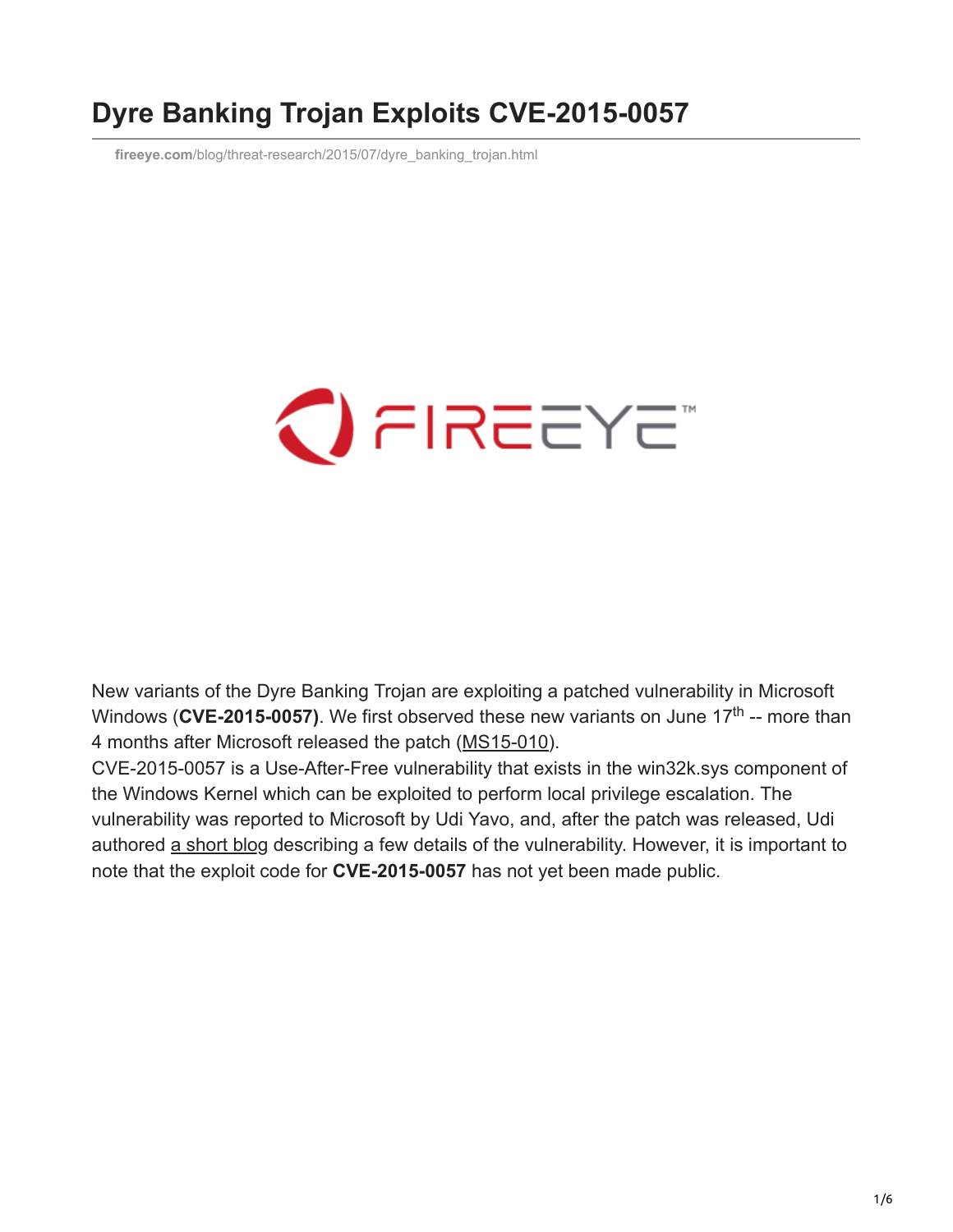# Dyre Banking Trojan Exploits CVE-2015-0057

fireeye.com/blog/threat-research/2015/07/dyre_banking_trojan.html

New variants of the Dyre Banking Trojan are exploiting a patched vulnerability in Microsoft Windows (**CVE-2015-0057)**. We first observed these new variants on June 17th -- more than 4 months after Microsoft released the patch (MS15-010).

CVE-2015-0057 is a Use-After-Free vulnerability that exists in the win32k.sys component of the Windows Kernel which can be exploited to perform local privilege escalation. The vulnerability was reported to Microsoft by Udi Yavo, and, after the patch was released, Udi authored a short blog describing a few details of the vulnerability. However, it is important to note that the exploit code for **CVE-2015-0057** has not yet been made public.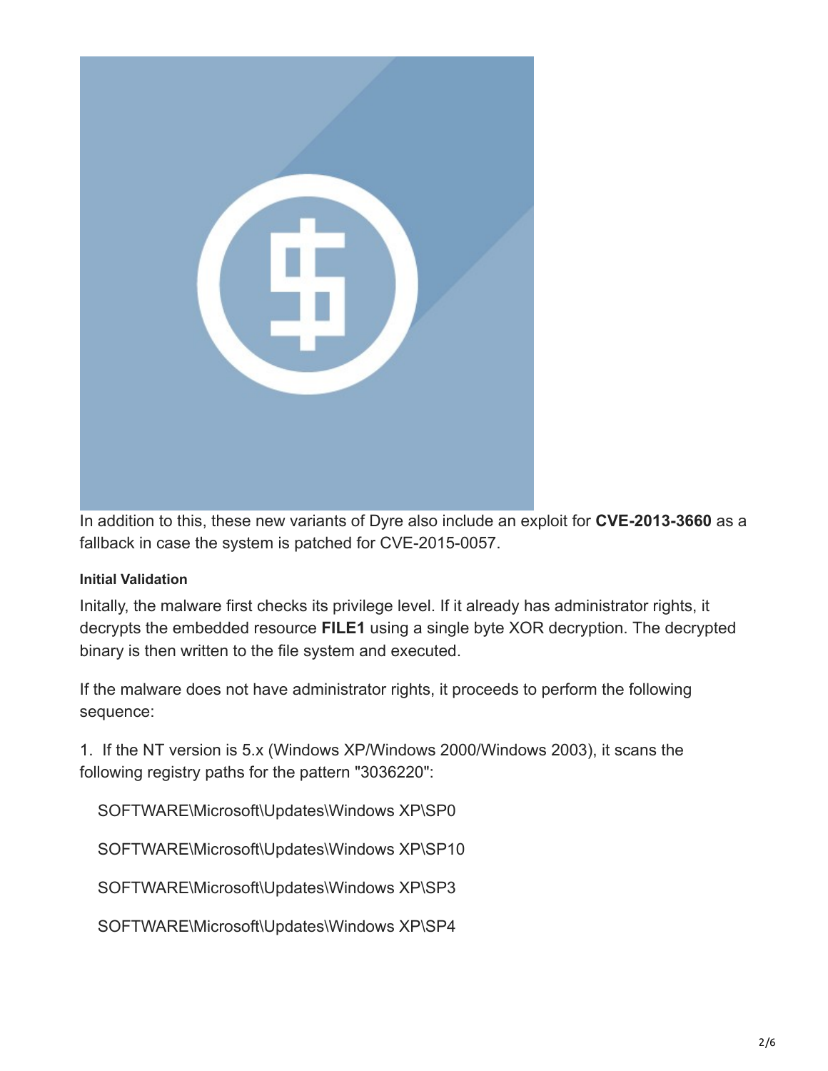In addition to this, these new variants of Dyre also include an exploit for **CVE-2013-3660** as a fallback in case the system is patched for CVE-2015-0057.

#### Initial Validation

Initally, the malware first checks its privilege level. If it already has administrator rights, it decrypts the embedded resource **FILE1** using a single byte XOR decryption. The decrypted binary is then written to the file system and executed.

If the malware does not have administrator rights, it proceeds to perform the following sequence:

1. If the NT version is 5.x (Windows XP/Windows 2000/Windows 2003), it scans the following registry paths for the pattern "3036220":

   SOFTWARE\Microsoft\Updates\Windows XP\SP0

   SOFTWARE\Microsoft\Updates\Windows XP\SP10

   SOFTWARE\Microsoft\Updates\Windows XP\SP3

   SOFTWARE\Microsoft\Updates\Windows XP\SP4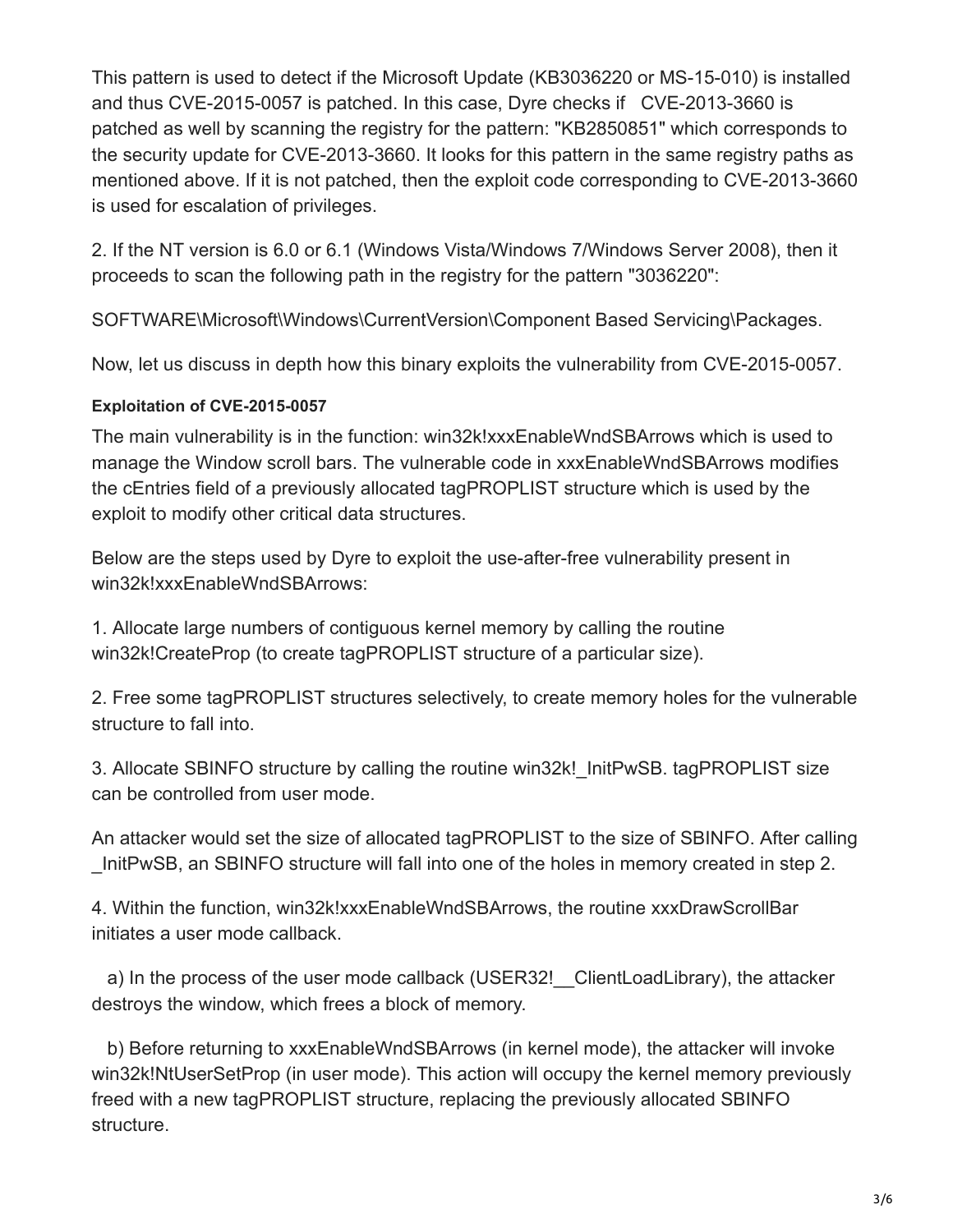This pattern is used to detect if the Microsoft Update (KB3036220 or MS-15-010) is installed and thus CVE-2015-0057 is patched. In this case, Dyre checks if CVE-2013-3660 is patched as well by scanning the registry for the pattern: "KB2850851" which corresponds to the security update for CVE-2013-3660. It looks for this pattern in the same registry paths as mentioned above. If it is not patched, then the exploit code corresponding to CVE-2013-3660 is used for escalation of privileges.

2. If the NT version is 6.0 or 6.1 (Windows Vista/Windows 7/Windows Server 2008), then it proceeds to scan the following path in the registry for the pattern "3036220":

SOFTWARE\Microsoft\Windows\CurrentVersion\Component Based Servicing\Packages.

Now, let us discuss in depth how this binary exploits the vulnerability from CVE-2015-0057.

#### Exploitation of CVE-2015-0057

The main vulnerability is in the function: win32k!xxxEnableWndSBArrows which is used to manage the Window scroll bars. The vulnerable code in xxxEnableWndSBArrows modifies the cEntries field of a previously allocated tagPROPLIST structure which is used by the exploit to modify other critical data structures.

Below are the steps used by Dyre to exploit the use-after-free vulnerability present in win32k!xxxEnableWndSBArrows:

1. Allocate large numbers of contiguous kernel memory by calling the routine win32k!CreateProp (to create tagPROPLIST structure of a particular size).

2. Free some tagPROPLIST structures selectively, to create memory holes for the vulnerable structure to fall into.

3. Allocate SBINFO structure by calling the routine win32k!_InitPwSB. tagPROPLIST size can be controlled from user mode.

An attacker would set the size of allocated tagPROPLIST to the size of SBINFO. After calling _InitPwSB, an SBINFO structure will fall into one of the holes in memory created in step 2.

4. Within the function, win32k!xxxEnableWndSBArrows, the routine xxxDrawScrollBar initiates a user mode callback.

   a) In the process of the user mode callback (USER32!__ClientLoadLibrary), the attacker destroys the window, which frees a block of memory.

   b) Before returning to xxxEnableWndSBArrows (in kernel mode), the attacker will invoke win32k!NtUserSetProp (in user mode). This action will occupy the kernel memory previously freed with a new tagPROPLIST structure, replacing the previously allocated SBINFO structure.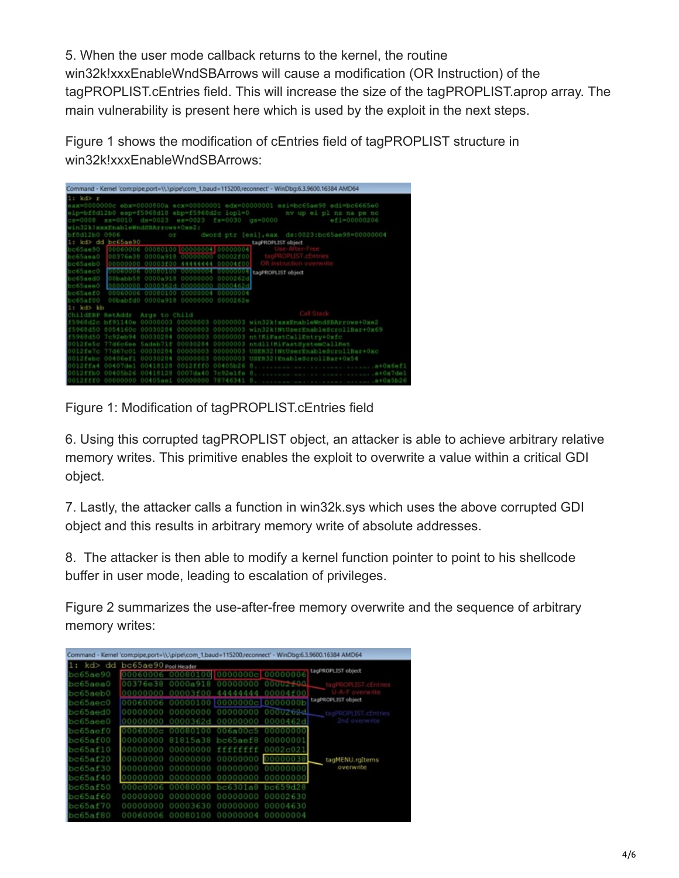5. When the user mode callback returns to the kernel, the routine win32k!xxxEnableWndSBArrows will cause a modification (OR Instruction) of the tagPROPLIST.cEntries field. This will increase the size of the tagPROPLIST.aprop array. The main vulnerability is present here which is used by the exploit in the next steps.

Figure 1 shows the modification of cEntries field of tagPROPLIST structure in win32k!xxxEnableWndSBArrows:

Figure 1: Modification of tagPROPLIST.cEntries field

6. Using this corrupted tagPROPLIST object, an attacker is able to achieve arbitrary relative memory writes. This primitive enables the exploit to overwrite a value within a critical GDI object.

7. Lastly, the attacker calls a function in win32k.sys which uses the above corrupted GDI object and this results in arbitrary memory write of absolute addresses.

8. The attacker is then able to modify a kernel function pointer to point to his shellcode buffer in user mode, leading to escalation of privileges.

Figure 2 summarizes the use-after-free memory overwrite and the sequence of arbitrary memory writes: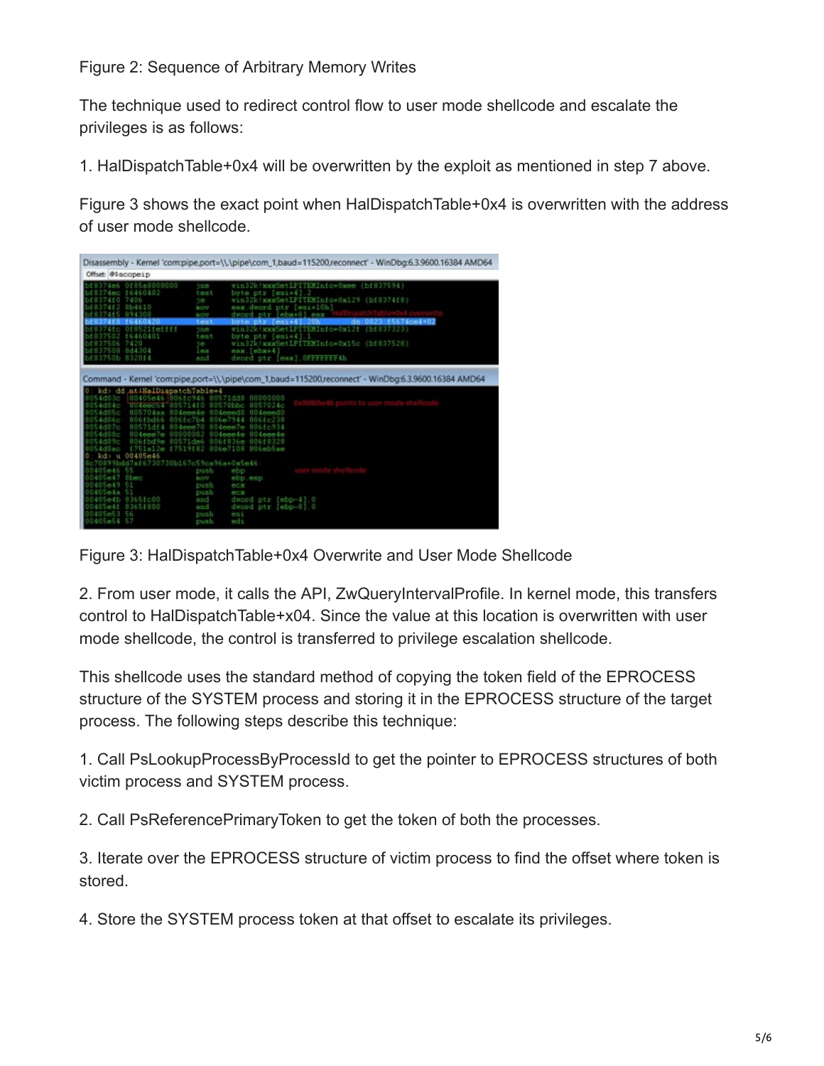Figure 2: Sequence of Arbitrary Memory Writes

The technique used to redirect control flow to user mode shellcode and escalate the privileges is as follows:

1. HalDispatchTable+0x4 will be overwritten by the exploit as mentioned in step 7 above.

Figure 3 shows the exact point when HalDispatchTable+0x4 is overwritten with the address of user mode shellcode.

Figure 3: HalDispatchTable+0x4 Overwrite and User Mode Shellcode

2. From user mode, it calls the API, ZwQueryIntervalProfile. In kernel mode, this transfers control to HalDispatchTable+x04. Since the value at this location is overwritten with user mode shellcode, the control is transferred to privilege escalation shellcode.

This shellcode uses the standard method of copying the token field of the EPROCESS structure of the SYSTEM process and storing it in the EPROCESS structure of the target process. The following steps describe this technique:

1. Call PsLookupProcessByProcessId to get the pointer to EPROCESS structures of both victim process and SYSTEM process.

2. Call PsReferencePrimaryToken to get the token of both the processes.

3. Iterate over the EPROCESS structure of victim process to find the offset where token is stored.

4. Store the SYSTEM process token at that offset to escalate its privileges.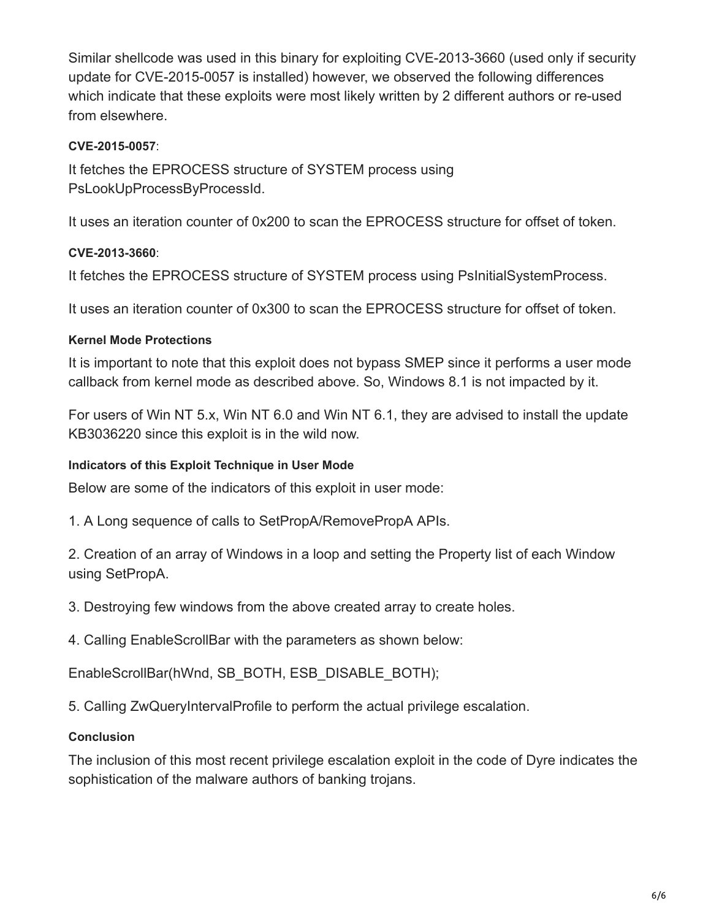Similar shellcode was used in this binary for exploiting CVE-2013-3660 (used only if security update for CVE-2015-0057 is installed) however, we observed the following differences which indicate that these exploits were most likely written by 2 different authors or re-used from elsewhere.

**CVE-2015-0057**:

It fetches the EPROCESS structure of SYSTEM process using PsLookUpProcessByProcessId.

It uses an iteration counter of 0x200 to scan the EPROCESS structure for offset of token.

**CVE-2013-3660**:

It fetches the EPROCESS structure of SYSTEM process using PsInitialSystemProcess.

It uses an iteration counter of 0x300 to scan the EPROCESS structure for offset of token.

#### Kernel Mode Protections

It is important to note that this exploit does not bypass SMEP since it performs a user mode callback from kernel mode as described above. So, Windows 8.1 is not impacted by it.

For users of Win NT 5.x, Win NT 6.0 and Win NT 6.1, they are advised to install the update KB3036220 since this exploit is in the wild now.

#### Indicators of this Exploit Technique in User Mode

Below are some of the indicators of this exploit in user mode:

1. A Long sequence of calls to SetPropA/RemovePropA APIs.

2. Creation of an array of Windows in a loop and setting the Property list of each Window using SetPropA.

3. Destroying few windows from the above created array to create holes.

4. Calling EnableScrollBar with the parameters as shown below:

EnableScrollBar(hWnd, SB_BOTH, ESB_DISABLE_BOTH);

5. Calling ZwQueryIntervalProfile to perform the actual privilege escalation.

#### Conclusion

The inclusion of this most recent privilege escalation exploit in the code of Dyre indicates the sophistication of the malware authors of banking trojans.